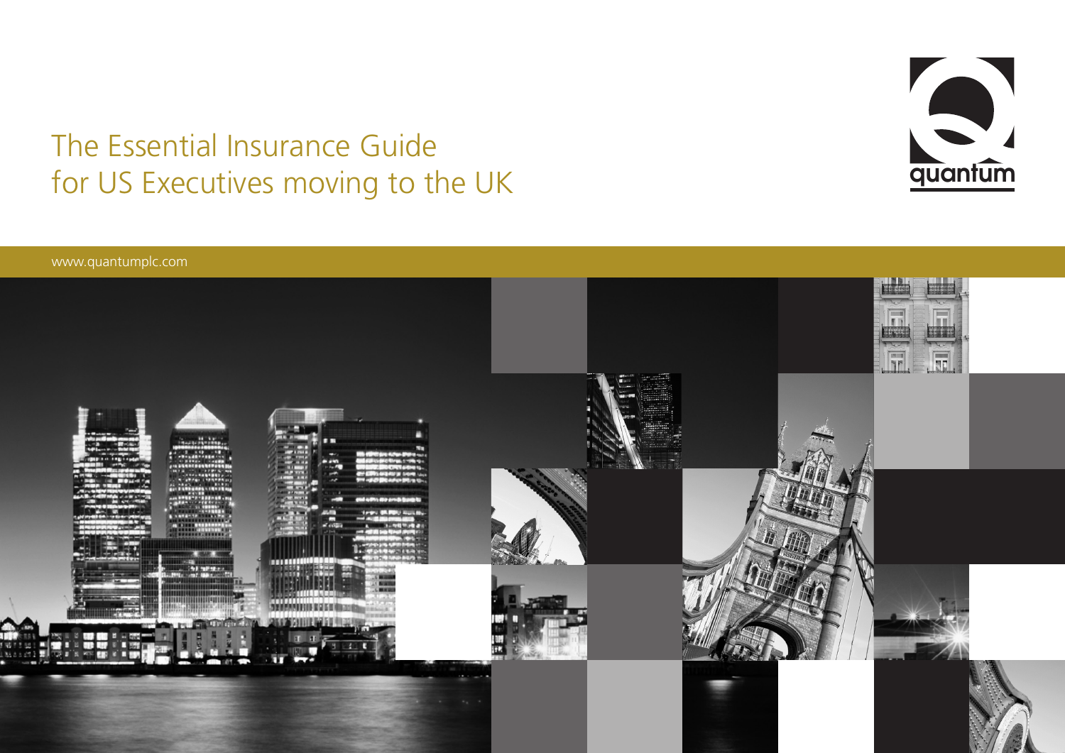# The Essential Insurance Guide for US Executives moving to the UK

quantum

www.quantumplc.com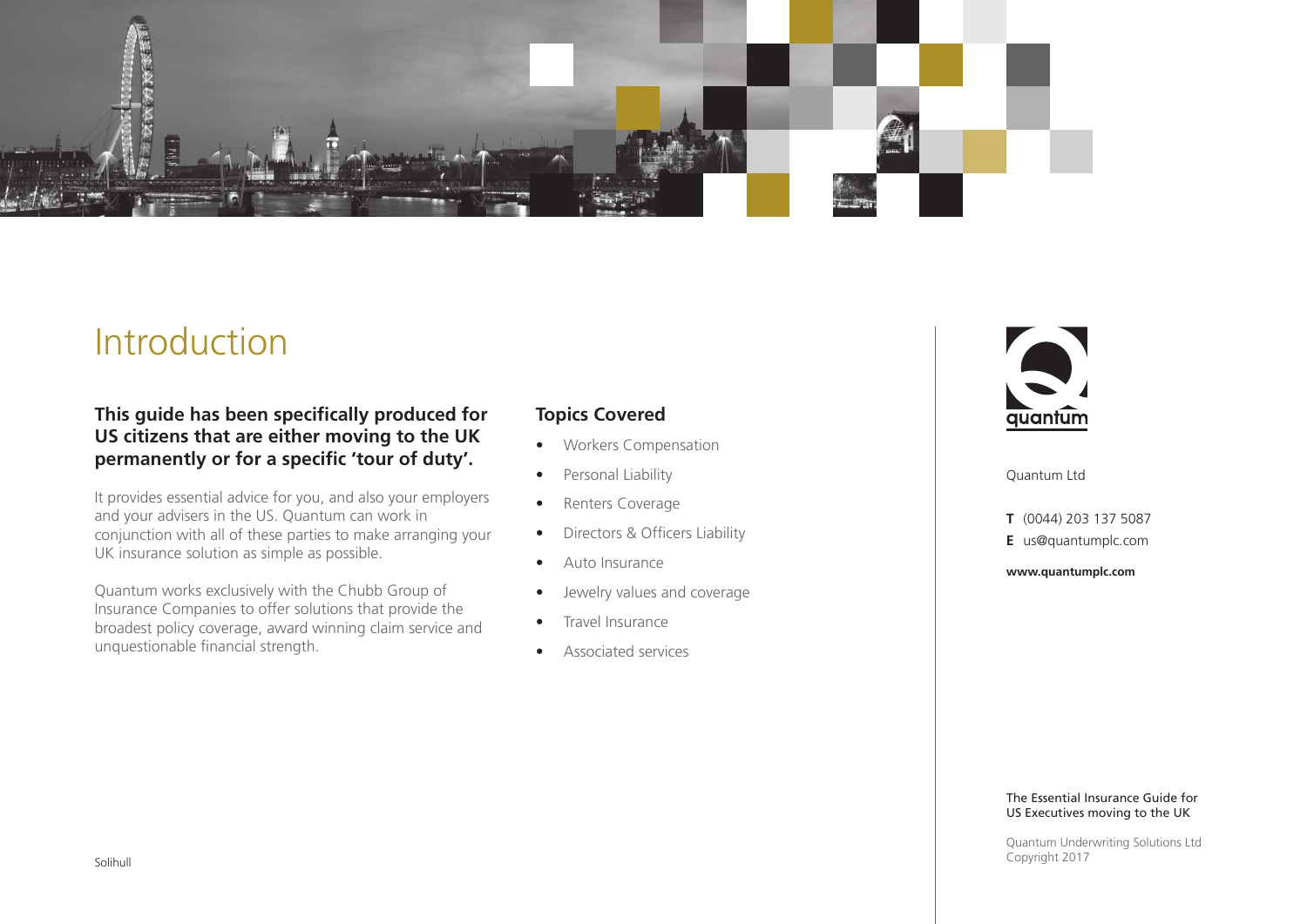# Introduction

**This guide has been specifically produced for US citizens that are either moving to the UK permanently or for a specific 'tour of duty'.**

It provides essential advice for you, and also your employers and your advisers in the US. Quantum can work in conjunction with all of these parties to make arranging your UK insurance solution as simple as possible.

Quantum works exclusively with the Chubb Group of Insurance Companies to offer solutions that provide the broadest policy coverage, award winning claim service and unquestionable financial strength.

## Topics Covered

- Workers Compensation
- Personal Liability
- Renters Coverage
- Directors & Officers Liability
- Auto Insurance
- Jewelry values and coverage
- Travel Insurance
- Associated services

Solihull

quantum

Quantum Ltd

**T** (0044) 203 137 5087
**E** us@quantumplc.com

**www.quantumplc.com**

The Essential Insurance Guide for US Executives moving to the UK

Quantum Underwriting Solutions Ltd
Copyright 2017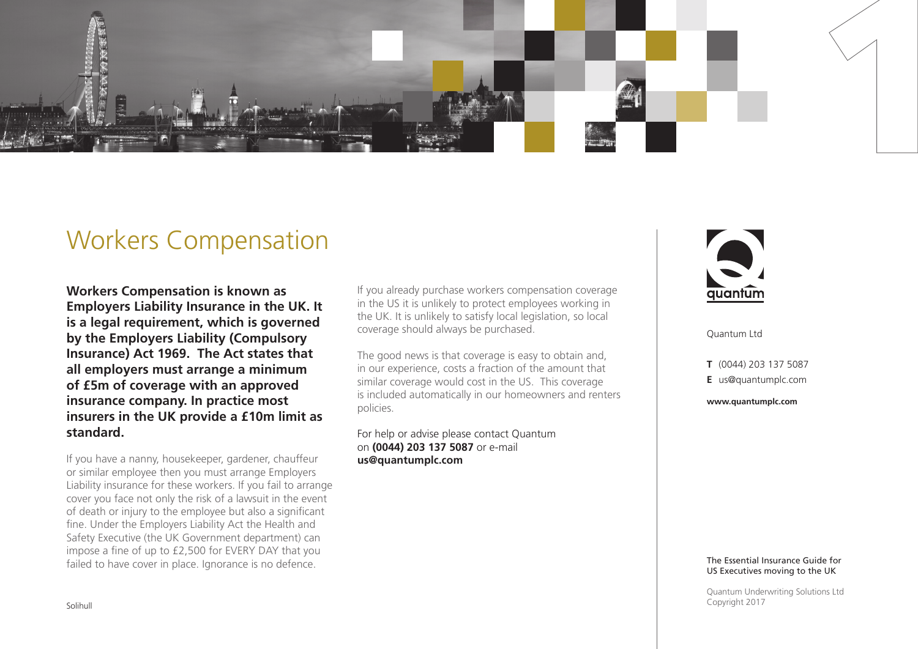# Workers Compensation

**Workers Compensation is known as Employers Liability Insurance in the UK. It is a legal requirement, which is governed by the Employers Liability (Compulsory Insurance) Act 1969. The Act states that all employers must arrange a minimum of £5m of coverage with an approved insurance company. In practice most insurers in the UK provide a £10m limit as standard.**

If you have a nanny, housekeeper, gardener, chauffeur or similar employee then you must arrange Employers Liability insurance for these workers. If you fail to arrange cover you face not only the risk of a lawsuit in the event of death or injury to the employee but also a significant fine. Under the Employers Liability Act the Health and Safety Executive (the UK Government department) can impose a fine of up to £2,500 for EVERY DAY that you failed to have cover in place. Ignorance is no defence.

If you already purchase workers compensation coverage in the US it is unlikely to protect employees working in the UK. It is unlikely to satisfy local legislation, so local coverage should always be purchased.

The good news is that coverage is easy to obtain and, in our experience, costs a fraction of the amount that similar coverage would cost in the US. This coverage is included automatically in our homeowners and renters policies.

For help or advise please contact Quantum on **(0044) 203 137 5087** or e-mail **us@quantumplc.com**

Quantum Ltd

**T** (0044) 203 137 5087
**E** us@quantumplc.com

**www.quantumplc.com**

Solihull

The Essential Insurance Guide for US Executives moving to the UK

Quantum Underwriting Solutions Ltd
Copyright 2017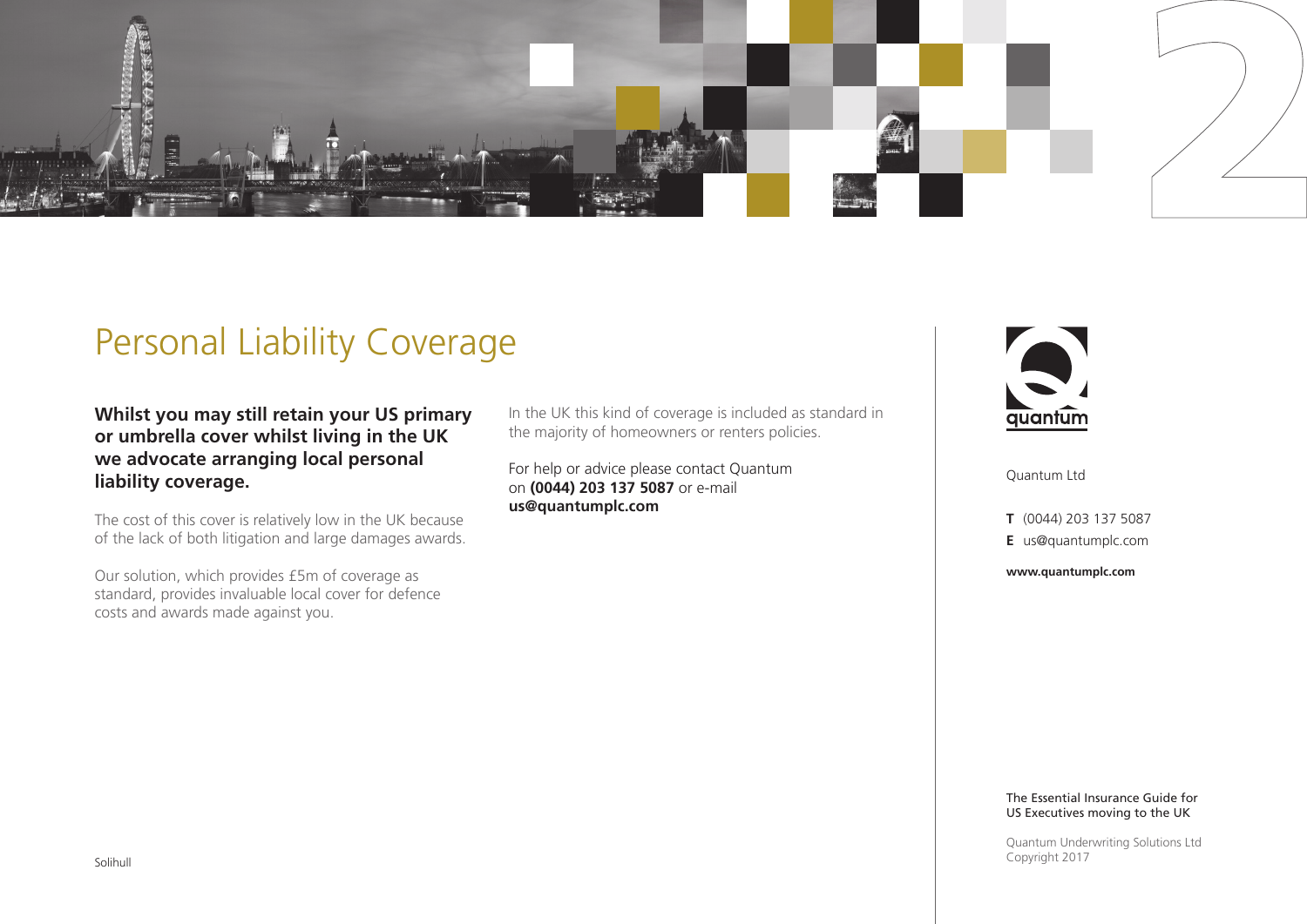# Personal Liability Coverage

**Whilst you may still retain your US primary or umbrella cover whilst living in the UK we advocate arranging local personal liability coverage.**

The cost of this cover is relatively low in the UK because of the lack of both litigation and large damages awards.

Our solution, which provides £5m of coverage as standard, provides invaluable local cover for defence costs and awards made against you.

In the UK this kind of coverage is included as standard in the majority of homeowners or renters policies.

For help or advice please contact Quantum on **(0044) 203 137 5087** or e-mail **us@quantumplc.com**

Solihull

quantum

Quantum Ltd

**T** (0044) 203 137 5087

**E** us@quantumplc.com

**www.quantumplc.com**

The Essential Insurance Guide for US Executives moving to the UK

Quantum Underwriting Solutions Ltd
Copyright 2017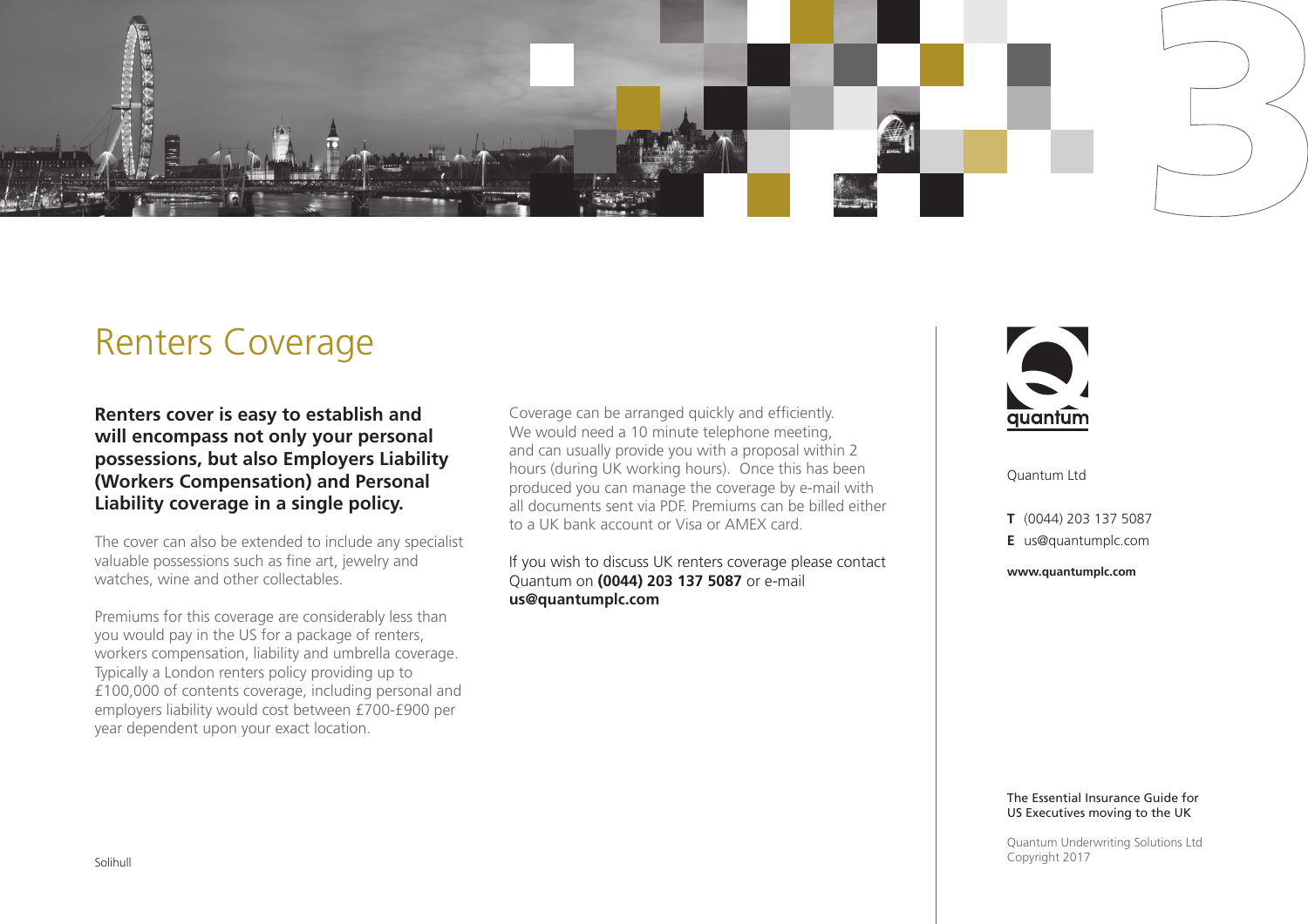# Renters Coverage

**Renters cover is easy to establish and will encompass not only your personal possessions, but also Employers Liability (Workers Compensation) and Personal Liability coverage in a single policy.**

The cover can also be extended to include any specialist valuable possessions such as fine art, jewelry and watches, wine and other collectables.

Premiums for this coverage are considerably less than you would pay in the US for a package of renters, workers compensation, liability and umbrella coverage. Typically a London renters policy providing up to £100,000 of contents coverage, including personal and employers liability would cost between £700-£900 per year dependent upon your exact location.

Coverage can be arranged quickly and efficiently. We would need a 10 minute telephone meeting, and can usually provide you with a proposal within 2 hours (during UK working hours). Once this has been produced you can manage the coverage by e-mail with all documents sent via PDF. Premiums can be billed either to a UK bank account or Visa or AMEX card.

If you wish to discuss UK renters coverage please contact Quantum on **(0044) 203 137 5087** or e-mail **us@quantumplc.com**

quantum

Quantum Ltd

**T** (0044) 203 137 5087

**E** us@quantumplc.com

**www.quantumplc.com**

The Essential Insurance Guide for US Executives moving to the UK

Quantum Underwriting Solutions Ltd
Copyright 2017

Solihull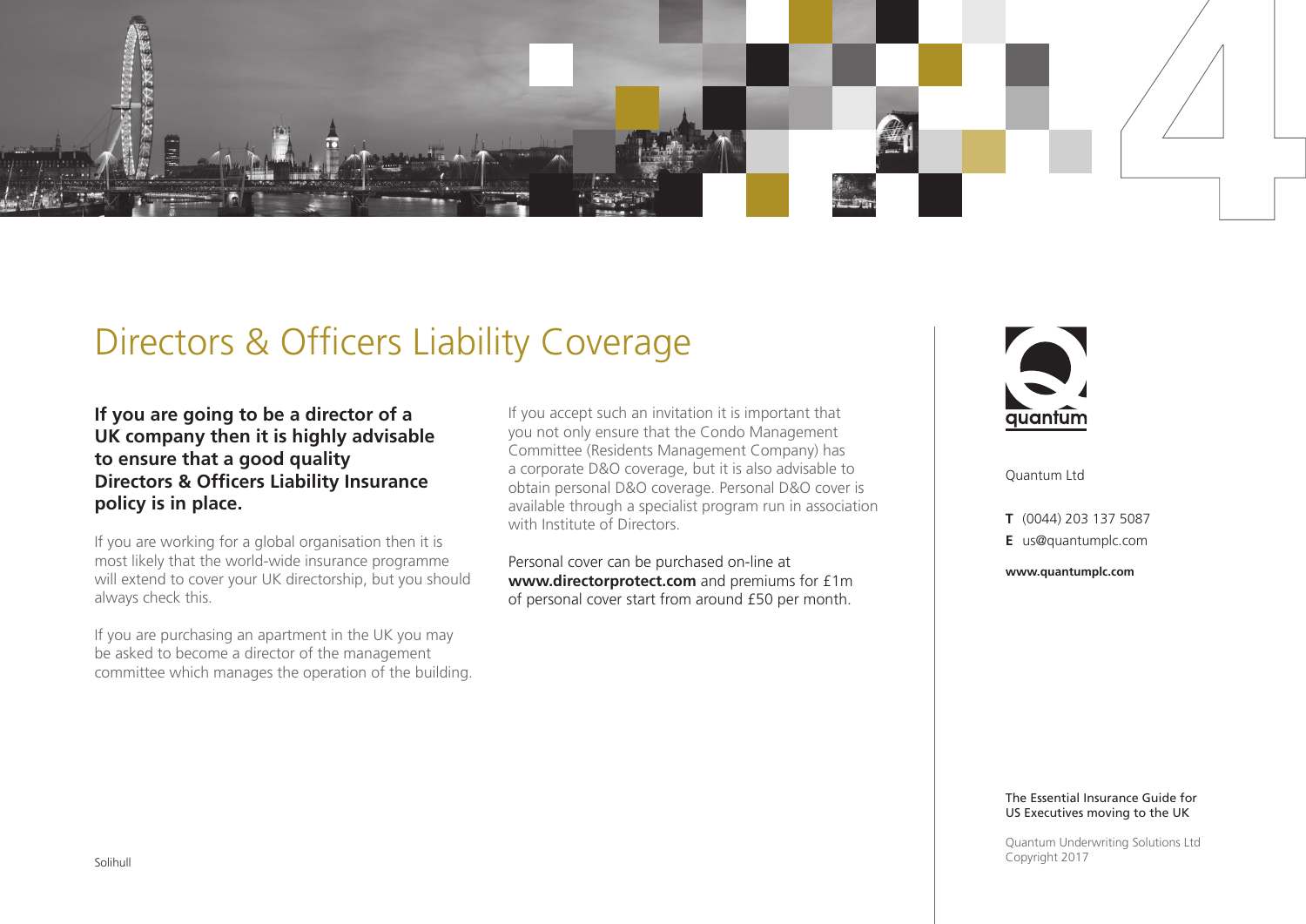# Directors & Officers Liability Coverage

**If you are going to be a director of a UK company then it is highly advisable to ensure that a good quality Directors & Officers Liability Insurance policy is in place.**

If you are working for a global organisation then it is most likely that the world-wide insurance programme will extend to cover your UK directorship, but you should always check this.

If you are purchasing an apartment in the UK you may be asked to become a director of the management committee which manages the operation of the building.

If you accept such an invitation it is important that you not only ensure that the Condo Management Committee (Residents Management Company) has a corporate D&O coverage, but it is also advisable to obtain personal D&O coverage. Personal D&O cover is available through a specialist program run in association with Institute of Directors.

Personal cover can be purchased on-line at **www.directorprotect.com** and premiums for £1m of personal cover start from around £50 per month.

quantum

Quantum Ltd

**T** (0044) 203 137 5087

**E** us@quantumplc.com

**www.quantumplc.com**

The Essential Insurance Guide for US Executives moving to the UK

Quantum Underwriting Solutions Ltd
Copyright 2017

Solihull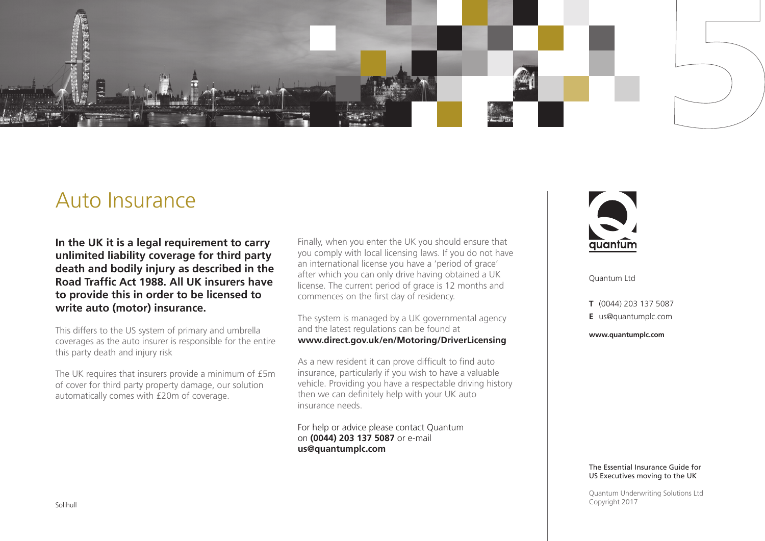# Auto Insurance

**In the UK it is a legal requirement to carry unlimited liability coverage for third party death and bodily injury as described in the Road Traffic Act 1988. All UK insurers have to provide this in order to be licensed to write auto (motor) insurance.**

This differs to the US system of primary and umbrella coverages as the auto insurer is responsible for the entire this party death and injury risk

The UK requires that insurers provide a minimum of £5m of cover for third party property damage, our solution automatically comes with £20m of coverage.

Finally, when you enter the UK you should ensure that you comply with local licensing laws. If you do not have an international license you have a 'period of grace' after which you can only drive having obtained a UK license. The current period of grace is 12 months and commences on the first day of residency.

The system is managed by a UK governmental agency and the latest regulations can be found at **www.direct.gov.uk/en/Motoring/DriverLicensing**

As a new resident it can prove difficult to find auto insurance, particularly if you wish to have a valuable vehicle. Providing you have a respectable driving history then we can definitely help with your UK auto insurance needs.

For help or advice please contact Quantum on **(0044) 203 137 5087** or e-mail **us@quantumplc.com**

Solihull

quantum

Quantum Ltd

**T** (0044) 203 137 5087
**E** us@quantumplc.com

**www.quantumplc.com**

The Essential Insurance Guide for US Executives moving to the UK

Quantum Underwriting Solutions Ltd
Copyright 2017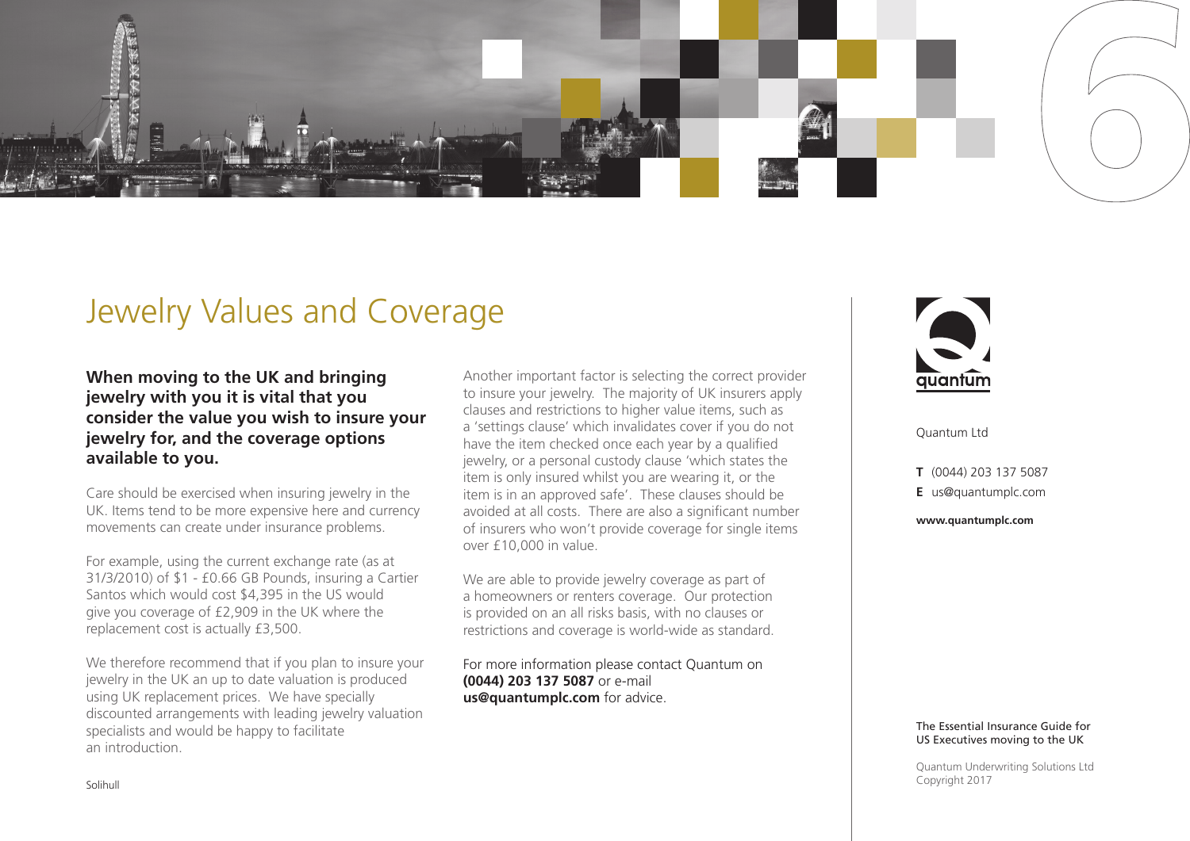# Jewelry Values and Coverage

**When moving to the UK and bringing jewelry with you it is vital that you consider the value you wish to insure your jewelry for, and the coverage options available to you.**

Care should be exercised when insuring jewelry in the UK. Items tend to be more expensive here and currency movements can create under insurance problems.

For example, using the current exchange rate (as at 31/3/2010) of $1 - £0.66 GB Pounds, insuring a Cartier Santos which would cost $4,395 in the US would give you coverage of £2,909 in the UK where the replacement cost is actually £3,500.

We therefore recommend that if you plan to insure your jewelry in the UK an up to date valuation is produced using UK replacement prices. We have specially discounted arrangements with leading jewelry valuation specialists and would be happy to facilitate an introduction.

Another important factor is selecting the correct provider to insure your jewelry. The majority of UK insurers apply clauses and restrictions to higher value items, such as a 'settings clause' which invalidates cover if you do not have the item checked once each year by a qualified jewelry, or a personal custody clause 'which states the item is only insured whilst you are wearing it, or the item is in an approved safe'. These clauses should be avoided at all costs. There are also a significant number of insurers who won't provide coverage for single items over £10,000 in value.

We are able to provide jewelry coverage as part of a homeowners or renters coverage. Our protection is provided on an all risks basis, with no clauses or restrictions and coverage is world-wide as standard.

For more information please contact Quantum on **(0044) 203 137 5087** or e-mail **us@quantumplc.com** for advice.

Solihull

Quantum Ltd

**T** (0044) 203 137 5087
**E** us@quantumplc.com

**www.quantumplc.com**

The Essential Insurance Guide for US Executives moving to the UK

Quantum Underwriting Solutions Ltd
Copyright 2017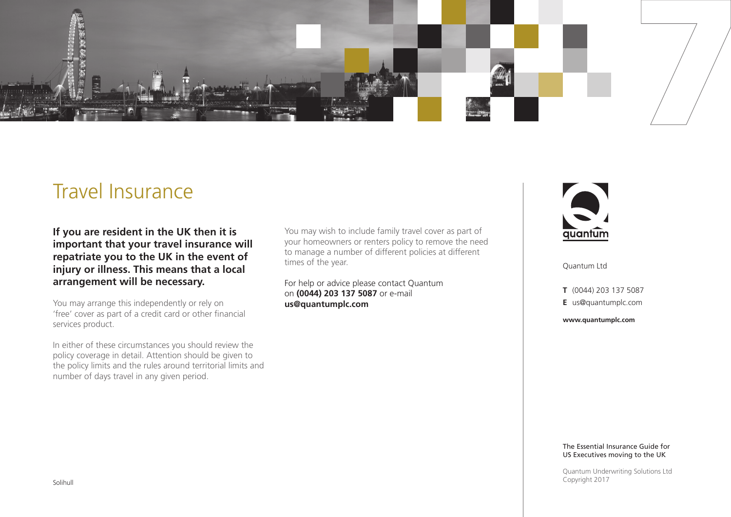# Travel Insurance

**If you are resident in the UK then it is important that your travel insurance will repatriate you to the UK in the event of injury or illness. This means that a local arrangement will be necessary.**

You may arrange this independently or rely on 'free' cover as part of a credit card or other financial services product.

In either of these circumstances you should review the policy coverage in detail. Attention should be given to the policy limits and the rules around territorial limits and number of days travel in any given period.

You may wish to include family travel cover as part of your homeowners or renters policy to remove the need to manage a number of different policies at different times of the year.

For help or advice please contact Quantum on **(0044) 203 137 5087** or e-mail **us@quantumplc.com**

Quantum Ltd

**T** (0044) 203 137 5087

**E** us@quantumplc.com

**www.quantumplc.com**

The Essential Insurance Guide for US Executives moving to the UK

Quantum Underwriting Solutions Ltd
Copyright 2017

Solihull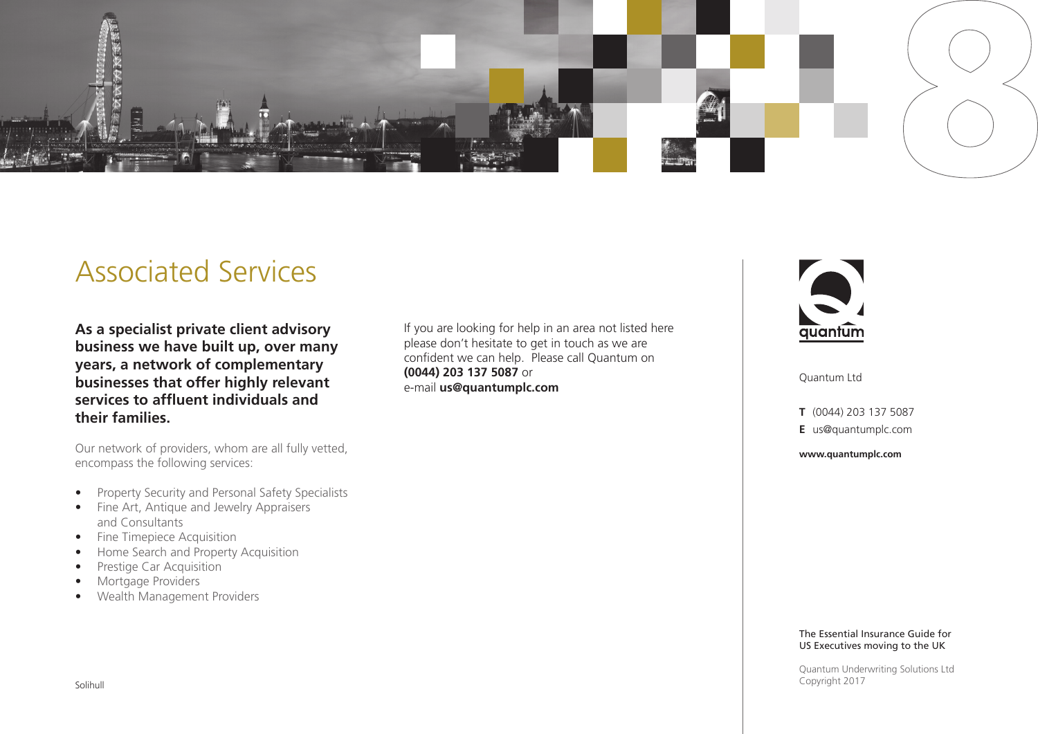# Associated Services

**As a specialist private client advisory business we have built up, over many years, a network of complementary businesses that offer highly relevant services to affluent individuals and their families.**

Our network of providers, whom are all fully vetted, encompass the following services:

- Property Security and Personal Safety Specialists
- Fine Art, Antique and Jewelry Appraisers and Consultants
- Fine Timepiece Acquisition
- Home Search and Property Acquisition
- Prestige Car Acquisition
- Mortgage Providers
- Wealth Management Providers

If you are looking for help in an area not listed here please don't hesitate to get in touch as we are confident we can help. Please call Quantum on **(0044) 203 137 5087** or e-mail **us@quantumplc.com**

Solihull

quantum

Quantum Ltd

**T** (0044) 203 137 5087
**E** us@quantumplc.com

**www.quantumplc.com**

The Essential Insurance Guide for US Executives moving to the UK

Quantum Underwriting Solutions Ltd
Copyright 2017